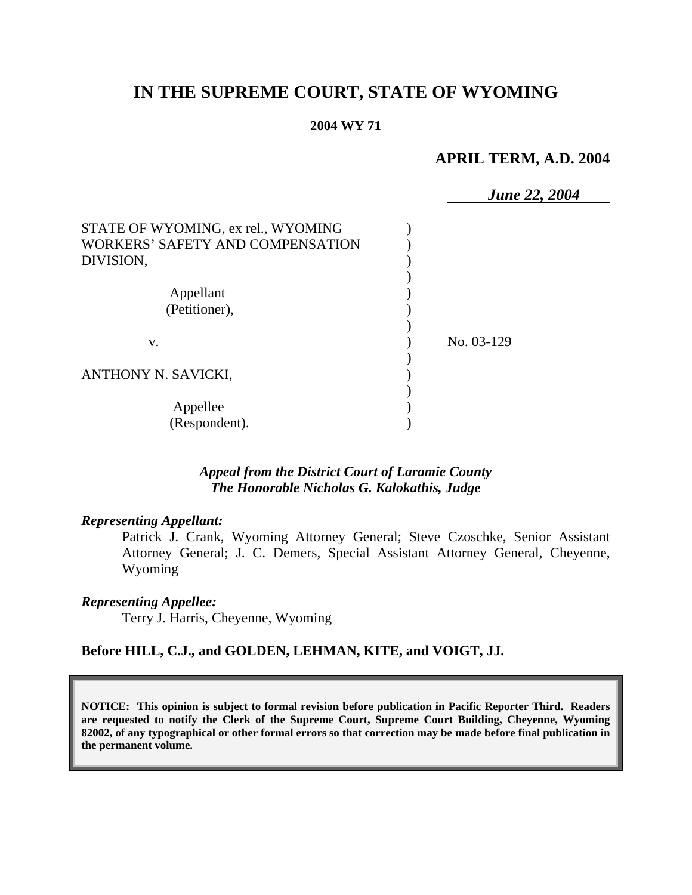# IN THE SUPREME COURT, STATE OF WYOMING

**2004 WY 71**

**APRIL TERM, A.D. 2004**

***June 22, 2004***

STATE OF WYOMING, ex rel., WYOMING WORKERS' SAFETY AND COMPENSATION DIVISION,

Appellant (Petitioner),

v.

ANTHONY N. SAVICKI,

Appellee (Respondent).

No. 03-129

***Appeal from the District Court of Laramie County***
***The Honorable Nicholas G. Kalokathis, Judge***

***Representing Appellant:***

Patrick J. Crank, Wyoming Attorney General; Steve Czoschke, Senior Assistant Attorney General; J. C. Demers, Special Assistant Attorney General, Cheyenne, Wyoming

***Representing Appellee:***

Terry J. Harris, Cheyenne, Wyoming

**Before HILL, C.J., and GOLDEN, LEHMAN, KITE, and VOIGT, JJ.**

**NOTICE: This opinion is subject to formal revision before publication in Pacific Reporter Third. Readers are requested to notify the Clerk of the Supreme Court, Supreme Court Building, Cheyenne, Wyoming 82002, of any typographical or other formal errors so that correction may be made before final publication in the permanent volume.**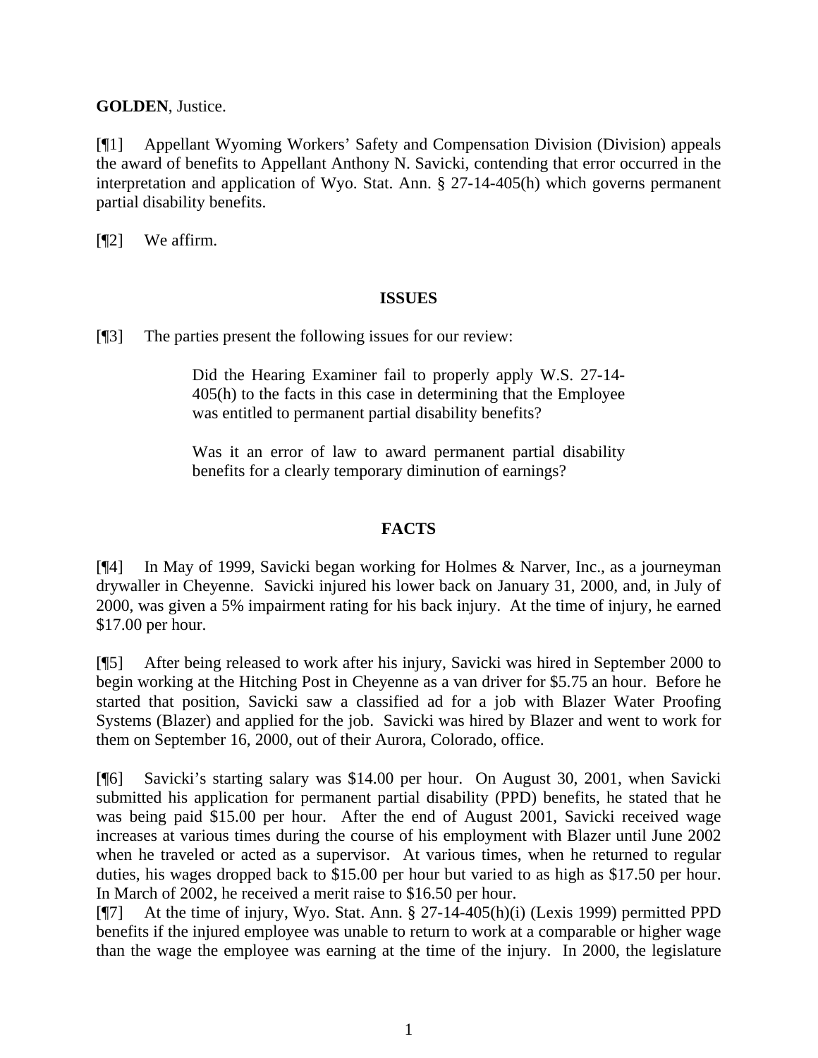**GOLDEN**, Justice.

[¶1] Appellant Wyoming Workers' Safety and Compensation Division (Division) appeals the award of benefits to Appellant Anthony N. Savicki, contending that error occurred in the interpretation and application of Wyo. Stat. Ann. § 27-14-405(h) which governs permanent partial disability benefits.

[¶2] We affirm.

## ISSUES

[¶3] The parties present the following issues for our review:

> Did the Hearing Examiner fail to properly apply W.S. 27-14-405(h) to the facts in this case in determining that the Employee was entitled to permanent partial disability benefits?
>
> Was it an error of law to award permanent partial disability benefits for a clearly temporary diminution of earnings?

## FACTS

[¶4] In May of 1999, Savicki began working for Holmes & Narver, Inc., as a journeyman drywaller in Cheyenne. Savicki injured his lower back on January 31, 2000, and, in July of 2000, was given a 5% impairment rating for his back injury. At the time of injury, he earned $17.00 per hour.

[¶5] After being released to work after his injury, Savicki was hired in September 2000 to begin working at the Hitching Post in Cheyenne as a van driver for $5.75 an hour. Before he started that position, Savicki saw a classified ad for a job with Blazer Water Proofing Systems (Blazer) and applied for the job. Savicki was hired by Blazer and went to work for them on September 16, 2000, out of their Aurora, Colorado, office.

[¶6] Savicki's starting salary was $14.00 per hour. On August 30, 2001, when Savicki submitted his application for permanent partial disability (PPD) benefits, he stated that he was being paid $15.00 per hour. After the end of August 2001, Savicki received wage increases at various times during the course of his employment with Blazer until June 2002 when he traveled or acted as a supervisor. At various times, when he returned to regular duties, his wages dropped back to $15.00 per hour but varied to as high as $17.50 per hour. In March of 2002, he received a merit raise to $16.50 per hour.

[¶7] At the time of injury, Wyo. Stat. Ann. § 27-14-405(h)(i) (Lexis 1999) permitted PPD benefits if the injured employee was unable to return to work at a comparable or higher wage than the wage the employee was earning at the time of the injury. In 2000, the legislature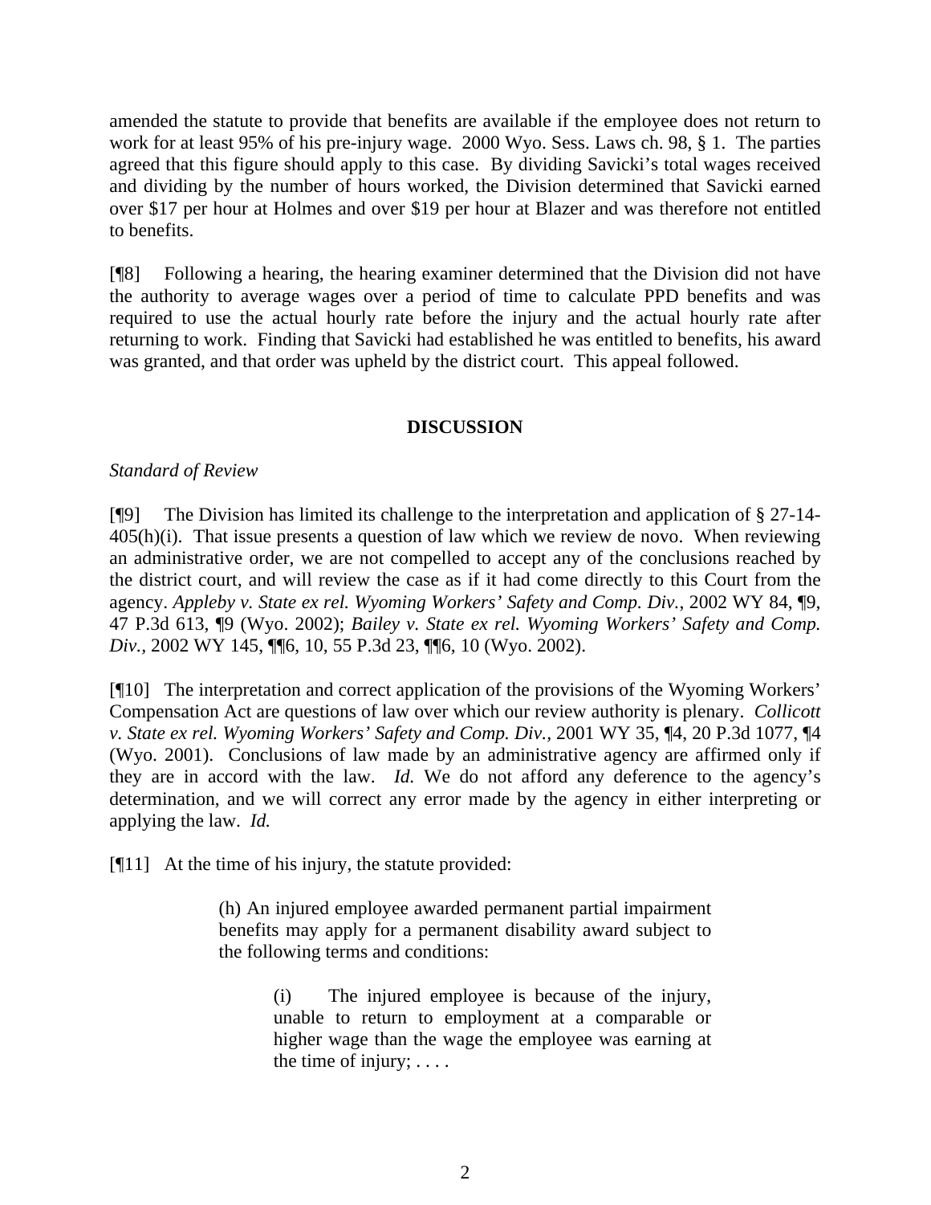amended the statute to provide that benefits are available if the employee does not return to work for at least 95% of his pre-injury wage. 2000 Wyo. Sess. Laws ch. 98, § 1. The parties agreed that this figure should apply to this case. By dividing Savicki's total wages received and dividing by the number of hours worked, the Division determined that Savicki earned over $17 per hour at Holmes and over $19 per hour at Blazer and was therefore not entitled to benefits.

[¶8] Following a hearing, the hearing examiner determined that the Division did not have the authority to average wages over a period of time to calculate PPD benefits and was required to use the actual hourly rate before the injury and the actual hourly rate after returning to work. Finding that Savicki had established he was entitled to benefits, his award was granted, and that order was upheld by the district court. This appeal followed.

## DISCUSSION

*Standard of Review*

[¶9] The Division has limited its challenge to the interpretation and application of § 27-14-405(h)(i). That issue presents a question of law which we review de novo. When reviewing an administrative order, we are not compelled to accept any of the conclusions reached by the district court, and will review the case as if it had come directly to this Court from the agency. *Appleby v. State ex rel. Wyoming Workers' Safety and Comp. Div.*, 2002 WY 84, ¶9, 47 P.3d 613, ¶9 (Wyo. 2002); *Bailey v. State ex rel. Wyoming Workers' Safety and Comp. Div.*, 2002 WY 145, ¶¶6, 10, 55 P.3d 23, ¶¶6, 10 (Wyo. 2002).

[¶10] The interpretation and correct application of the provisions of the Wyoming Workers' Compensation Act are questions of law over which our review authority is plenary. *Collicott v. State ex rel. Wyoming Workers' Safety and Comp. Div.*, 2001 WY 35, ¶4, 20 P.3d 1077, ¶4 (Wyo. 2001). Conclusions of law made by an administrative agency are affirmed only if they are in accord with the law. *Id.* We do not afford any deference to the agency's determination, and we will correct any error made by the agency in either interpreting or applying the law. *Id.*

[¶11] At the time of his injury, the statute provided:

> (h) An injured employee awarded permanent partial impairment benefits may apply for a permanent disability award subject to the following terms and conditions:
>
> > (i) The injured employee is because of the injury, unable to return to employment at a comparable or higher wage than the wage the employee was earning at the time of injury; . . . .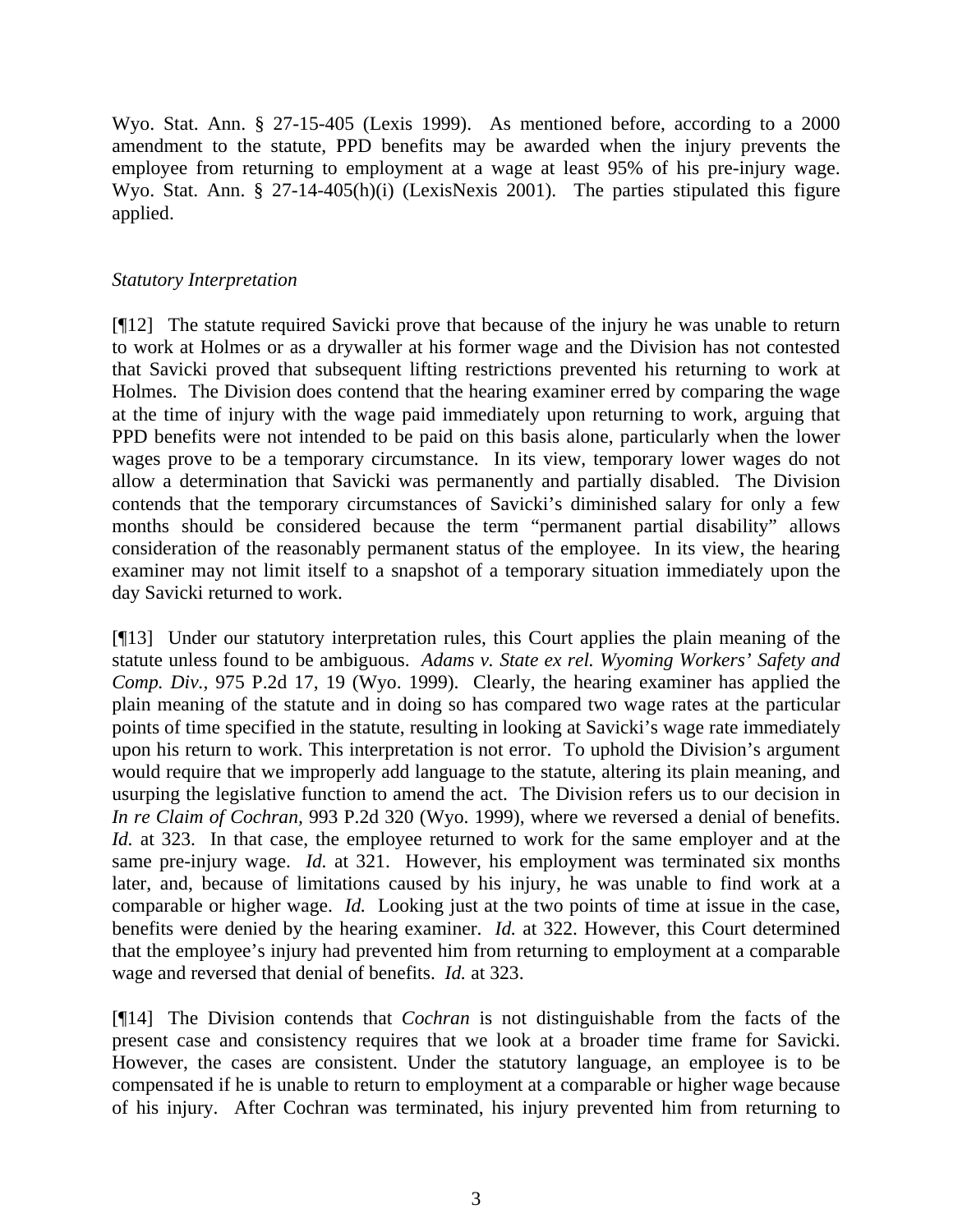Wyo. Stat. Ann. § 27-15-405 (Lexis 1999). As mentioned before, according to a 2000 amendment to the statute, PPD benefits may be awarded when the injury prevents the employee from returning to employment at a wage at least 95% of his pre-injury wage. Wyo. Stat. Ann. § 27-14-405(h)(i) (LexisNexis 2001). The parties stipulated this figure applied.

*Statutory Interpretation*

[¶12] The statute required Savicki prove that because of the injury he was unable to return to work at Holmes or as a drywaller at his former wage and the Division has not contested that Savicki proved that subsequent lifting restrictions prevented his returning to work at Holmes. The Division does contend that the hearing examiner erred by comparing the wage at the time of injury with the wage paid immediately upon returning to work, arguing that PPD benefits were not intended to be paid on this basis alone, particularly when the lower wages prove to be a temporary circumstance. In its view, temporary lower wages do not allow a determination that Savicki was permanently and partially disabled. The Division contends that the temporary circumstances of Savicki's diminished salary for only a few months should be considered because the term "permanent partial disability" allows consideration of the reasonably permanent status of the employee. In its view, the hearing examiner may not limit itself to a snapshot of a temporary situation immediately upon the day Savicki returned to work.

[¶13] Under our statutory interpretation rules, this Court applies the plain meaning of the statute unless found to be ambiguous. *Adams v. State ex rel. Wyoming Workers' Safety and Comp. Div.*, 975 P.2d 17, 19 (Wyo. 1999). Clearly, the hearing examiner has applied the plain meaning of the statute and in doing so has compared two wage rates at the particular points of time specified in the statute, resulting in looking at Savicki's wage rate immediately upon his return to work. This interpretation is not error. To uphold the Division's argument would require that we improperly add language to the statute, altering its plain meaning, and usurping the legislative function to amend the act. The Division refers us to our decision in *In re Claim of Cochran*, 993 P.2d 320 (Wyo. 1999), where we reversed a denial of benefits. *Id.* at 323. In that case, the employee returned to work for the same employer and at the same pre-injury wage. *Id.* at 321. However, his employment was terminated six months later, and, because of limitations caused by his injury, he was unable to find work at a comparable or higher wage. *Id.* Looking just at the two points of time at issue in the case, benefits were denied by the hearing examiner. *Id.* at 322. However, this Court determined that the employee's injury had prevented him from returning to employment at a comparable wage and reversed that denial of benefits. *Id.* at 323.

[¶14] The Division contends that *Cochran* is not distinguishable from the facts of the present case and consistency requires that we look at a broader time frame for Savicki. However, the cases are consistent. Under the statutory language, an employee is to be compensated if he is unable to return to employment at a comparable or higher wage because of his injury. After Cochran was terminated, his injury prevented him from returning to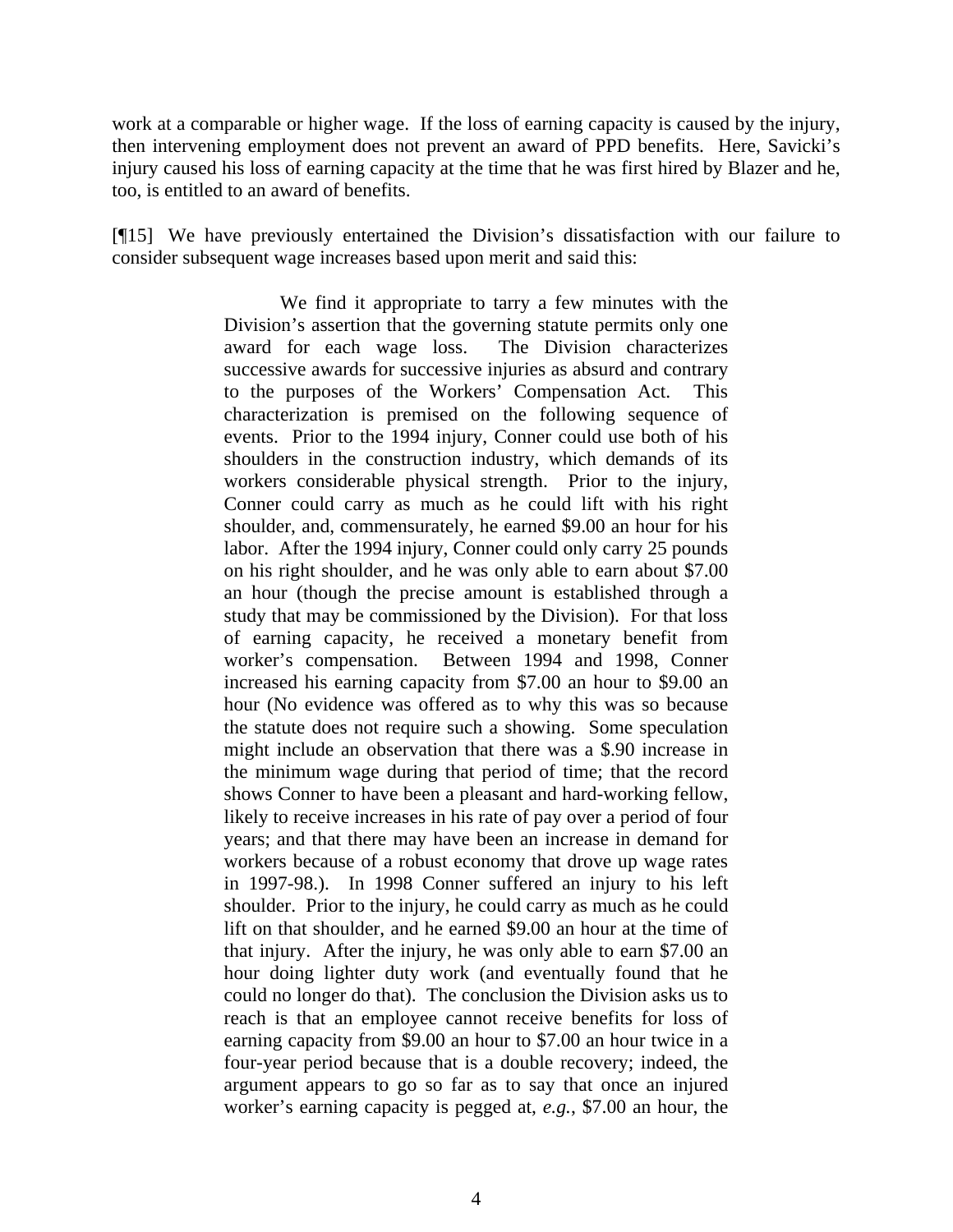work at a comparable or higher wage. If the loss of earning capacity is caused by the injury, then intervening employment does not prevent an award of PPD benefits. Here, Savicki's injury caused his loss of earning capacity at the time that he was first hired by Blazer and he, too, is entitled to an award of benefits.

[¶15] We have previously entertained the Division's dissatisfaction with our failure to consider subsequent wage increases based upon merit and said this:

> We find it appropriate to tarry a few minutes with the Division's assertion that the governing statute permits only one award for each wage loss. The Division characterizes successive awards for successive injuries as absurd and contrary to the purposes of the Workers' Compensation Act. This characterization is premised on the following sequence of events. Prior to the 1994 injury, Conner could use both of his shoulders in the construction industry, which demands of its workers considerable physical strength. Prior to the injury, Conner could carry as much as he could lift with his right shoulder, and, commensurately, he earned $9.00 an hour for his labor. After the 1994 injury, Conner could only carry 25 pounds on his right shoulder, and he was only able to earn about $7.00 an hour (though the precise amount is established through a study that may be commissioned by the Division). For that loss of earning capacity, he received a monetary benefit from worker's compensation. Between 1994 and 1998, Conner increased his earning capacity from $7.00 an hour to $9.00 an hour (No evidence was offered as to why this was so because the statute does not require such a showing. Some speculation might include an observation that there was a $.90 increase in the minimum wage during that period of time; that the record shows Conner to have been a pleasant and hard-working fellow, likely to receive increases in his rate of pay over a period of four years; and that there may have been an increase in demand for workers because of a robust economy that drove up wage rates in 1997-98.). In 1998 Conner suffered an injury to his left shoulder. Prior to the injury, he could carry as much as he could lift on that shoulder, and he earned $9.00 an hour at the time of that injury. After the injury, he was only able to earn $7.00 an hour doing lighter duty work (and eventually found that he could no longer do that). The conclusion the Division asks us to reach is that an employee cannot receive benefits for loss of earning capacity from $9.00 an hour to $7.00 an hour twice in a four-year period because that is a double recovery; indeed, the argument appears to go so far as to say that once an injured worker's earning capacity is pegged at, *e.g.*, $7.00 an hour, the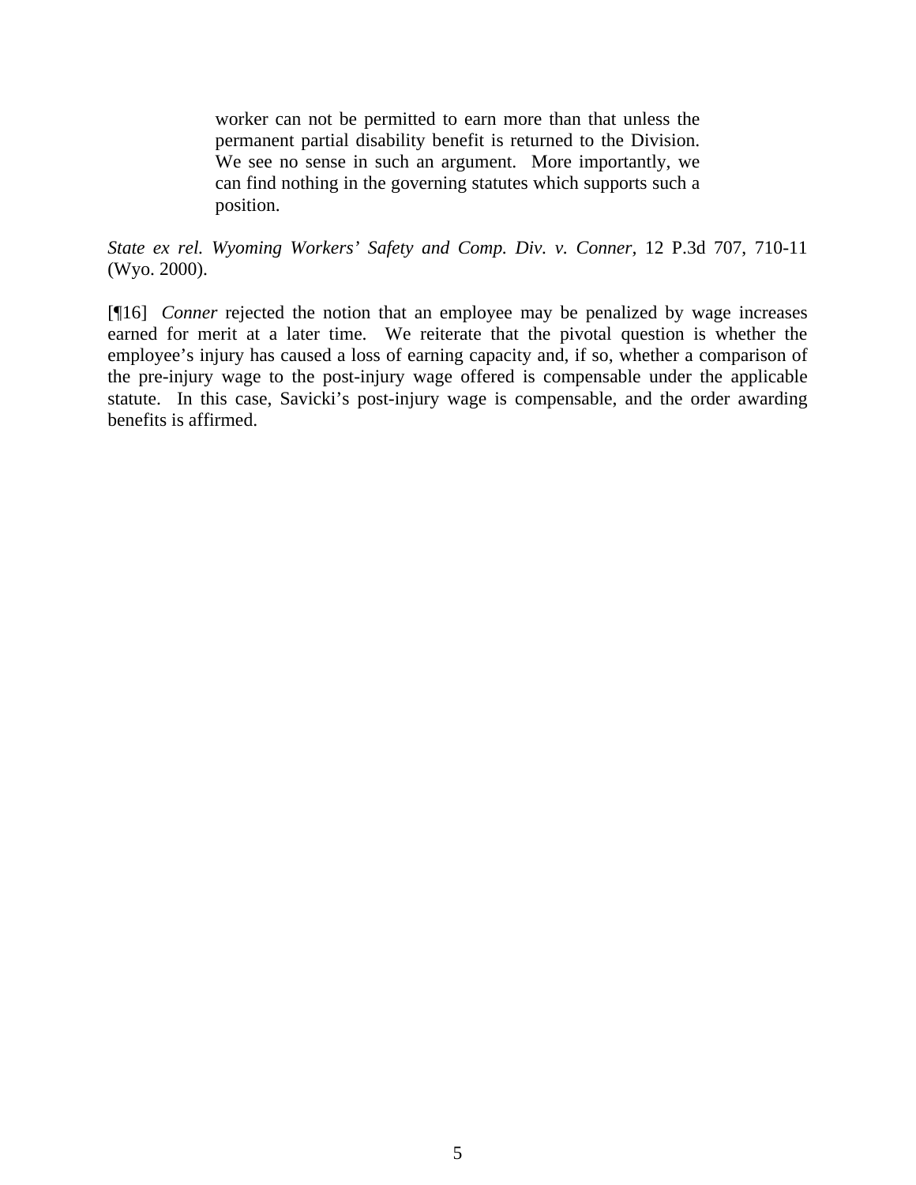> worker can not be permitted to earn more than that unless the permanent partial disability benefit is returned to the Division. We see no sense in such an argument. More importantly, we can find nothing in the governing statutes which supports such a position.

*State ex rel. Wyoming Workers' Safety and Comp. Div. v. Conner*, 12 P.3d 707, 710-11 (Wyo. 2000).

[¶16] *Conner* rejected the notion that an employee may be penalized by wage increases earned for merit at a later time. We reiterate that the pivotal question is whether the employee's injury has caused a loss of earning capacity and, if so, whether a comparison of the pre-injury wage to the post-injury wage offered is compensable under the applicable statute. In this case, Savicki's post-injury wage is compensable, and the order awarding benefits is affirmed.